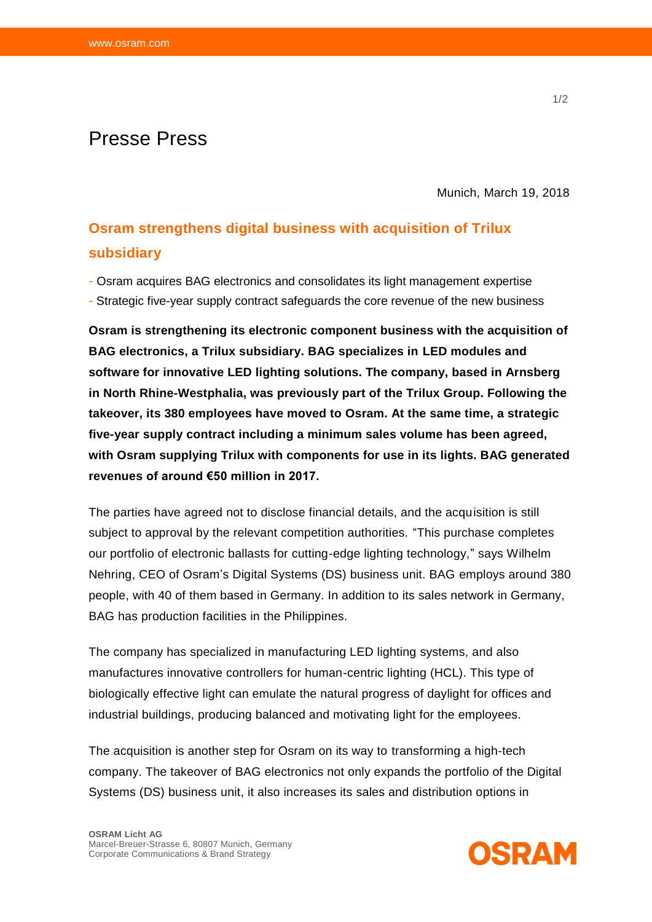# Presse Press

Munich, March 19, 2018

## Osram strengthens digital business with acquisition of Trilux subsidiary

- Osram acquires BAG electronics and consolidates its light management expertise
- Strategic five-year supply contract safeguards the core revenue of the new business

**Osram is strengthening its electronic component business with the acquisition of BAG electronics, a Trilux subsidiary. BAG specializes in LED modules and software for innovative LED lighting solutions. The company, based in Arnsberg in North Rhine-Westphalia, was previously part of the Trilux Group. Following the takeover, its 380 employees have moved to Osram. At the same time, a strategic five-year supply contract including a minimum sales volume has been agreed, with Osram supplying Trilux with components for use in its lights. BAG generated revenues of around €50 million in 2017.**

The parties have agreed not to disclose financial details, and the acquisition is still subject to approval by the relevant competition authorities. “This purchase completes our portfolio of electronic ballasts for cutting-edge lighting technology,” says Wilhelm Nehring, CEO of Osram’s Digital Systems (DS) business unit. BAG employs around 380 people, with 40 of them based in Germany. In addition to its sales network in Germany, BAG has production facilities in the Philippines.

The company has specialized in manufacturing LED lighting systems, and also manufactures innovative controllers for human-centric lighting (HCL). This type of biologically effective light can emulate the natural progress of daylight for offices and industrial buildings, producing balanced and motivating light for the employees.

The acquisition is another step for Osram on its way to transforming a high-tech company. The takeover of BAG electronics not only expands the portfolio of the Digital Systems (DS) business unit, it also increases its sales and distribution options in

**OSRAM Licht AG**
Marcel-Breuer-Strasse 6, 80807 Munich, Germany
Corporate Communications & Brand Strategy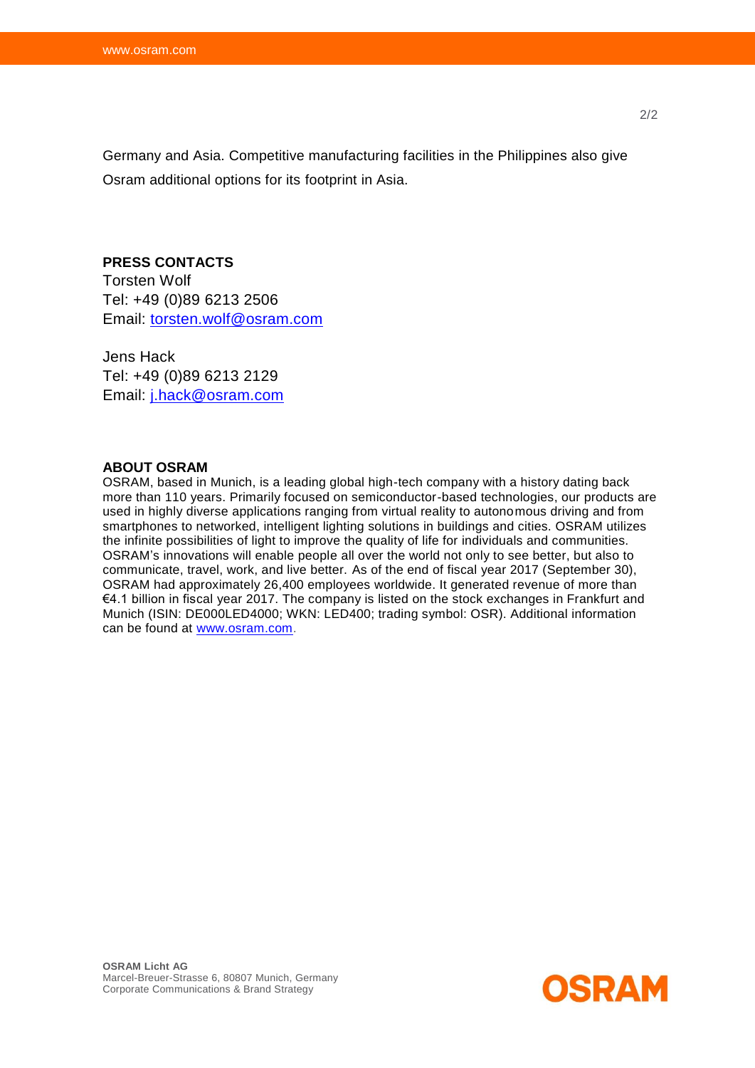Germany and Asia. Competitive manufacturing facilities in the Philippines also give Osram additional options for its footprint in Asia.

**PRESS CONTACTS**
Torsten Wolf
Tel: +49 (0)89 6213 2506
Email: torsten.wolf@osram.com

Jens Hack
Tel: +49 (0)89 6213 2129
Email: j.hack@osram.com

**ABOUT OSRAM**
OSRAM, based in Munich, is a leading global high-tech company with a history dating back more than 110 years. Primarily focused on semiconductor-based technologies, our products are used in highly diverse applications ranging from virtual reality to autonomous driving and from smartphones to networked, intelligent lighting solutions in buildings and cities. OSRAM utilizes the infinite possibilities of light to improve the quality of life for individuals and communities. OSRAM's innovations will enable people all over the world not only to see better, but also to communicate, travel, work, and live better. As of the end of fiscal year 2017 (September 30), OSRAM had approximately 26,400 employees worldwide. It generated revenue of more than €4.1 billion in fiscal year 2017. The company is listed on the stock exchanges in Frankfurt and Munich (ISIN: DE000LED4000; WKN: LED400; trading symbol: OSR). Additional information can be found at www.osram.com.

**OSRAM Licht AG**
Marcel-Breuer-Strasse 6, 80807 Munich, Germany
Corporate Communications & Brand Strategy